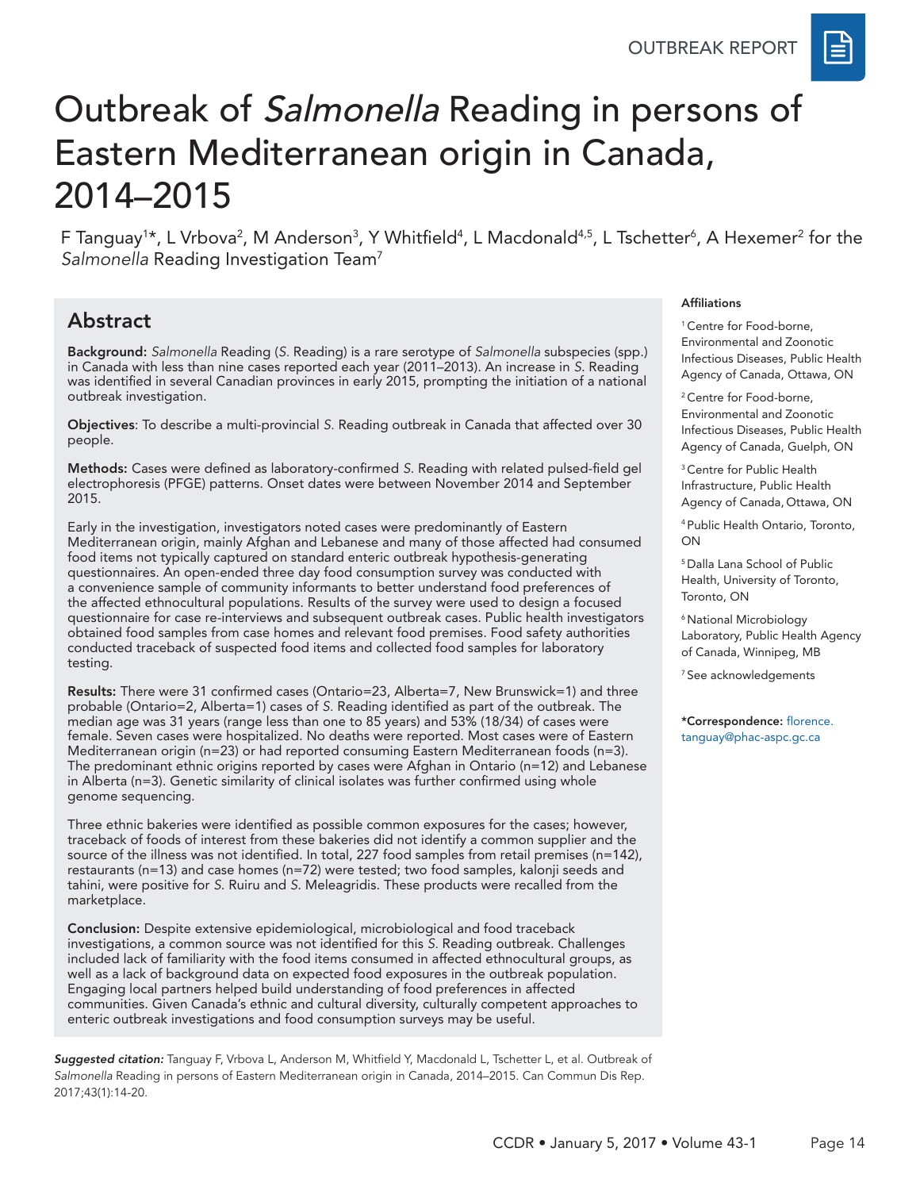OUTBREAK REPORT

# Outbreak of *Salmonella* Reading in persons of Eastern Mediterranean origin in Canada, 2014–2015

F Tanguay[1]*, L Vrbova[2], M Anderson[3], Y Whitfield[4], L Macdonald[4,5], L Tschetter[6], A Hexemer[2] for the *Salmonella* Reading Investigation Team[7]

## Abstract

**Background:** *Salmonella* Reading (*S.* Reading) is a rare serotype of *Salmonella* subspecies (spp.) in Canada with less than nine cases reported each year (2011–2013). An increase in *S.* Reading was identified in several Canadian provinces in early 2015, prompting the initiation of a national outbreak investigation.

**Objectives**: To describe a multi-provincial *S.* Reading outbreak in Canada that affected over 30 people.

**Methods:** Cases were defined as laboratory-confirmed *S.* Reading with related pulsed-field gel electrophoresis (PFGE) patterns. Onset dates were between November 2014 and September 2015.

Early in the investigation, investigators noted cases were predominantly of Eastern Mediterranean origin, mainly Afghan and Lebanese and many of those affected had consumed food items not typically captured on standard enteric outbreak hypothesis-generating questionnaires. An open-ended three day food consumption survey was conducted with a convenience sample of community informants to better understand food preferences of the affected ethnocultural populations. Results of the survey were used to design a focused questionnaire for case re-interviews and subsequent outbreak cases. Public health investigators obtained food samples from case homes and relevant food premises. Food safety authorities conducted traceback of suspected food items and collected food samples for laboratory testing.

**Results:** There were 31 confirmed cases (Ontario=23, Alberta=7, New Brunswick=1) and three probable (Ontario=2, Alberta=1) cases of *S.* Reading identified as part of the outbreak. The median age was 31 years (range less than one to 85 years) and 53% (18/34) of cases were female. Seven cases were hospitalized. No deaths were reported. Most cases were of Eastern Mediterranean origin (n=23) or had reported consuming Eastern Mediterranean foods (n=3). The predominant ethnic origins reported by cases were Afghan in Ontario (n=12) and Lebanese in Alberta (n=3). Genetic similarity of clinical isolates was further confirmed using whole genome sequencing.

Three ethnic bakeries were identified as possible common exposures for the cases; however, traceback of foods of interest from these bakeries did not identify a common supplier and the source of the illness was not identified. In total, 227 food samples from retail premises (n=142), restaurants (n=13) and case homes (n=72) were tested; two food samples, kalonji seeds and tahini, were positive for *S.* Ruiru and *S.* Meleagridis. These products were recalled from the marketplace.

**Conclusion:** Despite extensive epidemiological, microbiological and food traceback investigations, a common source was not identified for this *S.* Reading outbreak. Challenges included lack of familiarity with the food items consumed in affected ethnocultural groups, as well as a lack of background data on expected food exposures in the outbreak population. Engaging local partners helped build understanding of food preferences in affected communities. Given Canada's ethnic and cultural diversity, culturally competent approaches to enteric outbreak investigations and food consumption surveys may be useful.

**Affiliations**

[1] Centre for Food-borne, Environmental and Zoonotic Infectious Diseases, Public Health Agency of Canada, Ottawa, ON

[2] Centre for Food-borne, Environmental and Zoonotic Infectious Diseases, Public Health Agency of Canada, Guelph, ON

[3] Centre for Public Health Infrastructure, Public Health Agency of Canada, Ottawa, ON

[4] Public Health Ontario, Toronto, ON

[5] Dalla Lana School of Public Health, University of Toronto, Toronto, ON

[6] National Microbiology Laboratory, Public Health Agency of Canada, Winnipeg, MB

[7] See acknowledgements

***Correspondence:** florence.tanguay@phac-aspc.gc.ca

***Suggested citation:*** Tanguay F, Vrbova L, Anderson M, Whitfield Y, Macdonald L, Tschetter L, et al. Outbreak of *Salmonella* Reading in persons of Eastern Mediterranean origin in Canada, 2014–2015. Can Commun Dis Rep. 2017;43(1):14-20.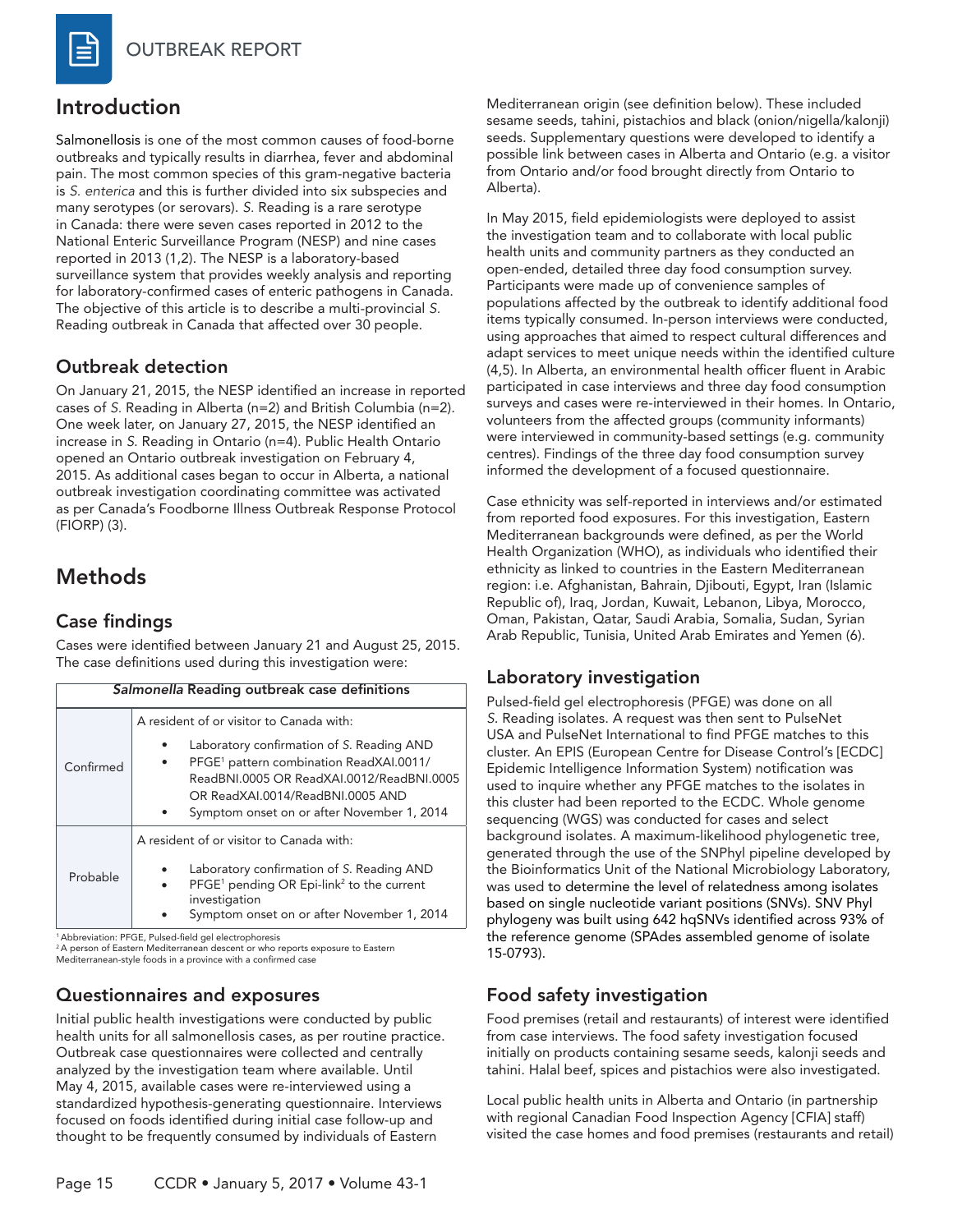## Introduction

Salmonellosis is one of the most common causes of food-borne outbreaks and typically results in diarrhea, fever and abdominal pain. The most common species of this gram-negative bacteria is *S. enterica* and this is further divided into six subspecies and many serotypes (or serovars). *S.* Reading is a rare serotype in Canada: there were seven cases reported in 2012 to the National Enteric Surveillance Program (NESP) and nine cases reported in 2013 (1,2). The NESP is a laboratory-based surveillance system that provides weekly analysis and reporting for laboratory-confirmed cases of enteric pathogens in Canada. The objective of this article is to describe a multi-provincial *S.* Reading outbreak in Canada that affected over 30 people.

## Outbreak detection

On January 21, 2015, the NESP identified an increase in reported cases of *S.* Reading in Alberta (n=2) and British Columbia (n=2). One week later, on January 27, 2015, the NESP identified an increase in *S.* Reading in Ontario (n=4). Public Health Ontario opened an Ontario outbreak investigation on February 4, 2015. As additional cases began to occur in Alberta, a national outbreak investigation coordinating committee was activated as per Canada's Foodborne Illness Outbreak Response Protocol (FIORP) (3).

## Methods

### Case findings

Cases were identified between January 21 and August 25, 2015. The case definitions used during this investigation were:

| *Salmonella* Reading outbreak case definitions | |
|---|---|
| Confirmed | A resident of or visitor to Canada with:<br>• Laboratory confirmation of *S.* Reading AND<br>• PFGE[1] pattern combination ReadXAI.0011/ReadBNI.0005 OR ReadXAI.0012/ReadBNI.0005 OR ReadXAI.0014/ReadBNI.0005 AND<br>• Symptom onset on or after November 1, 2014 |
| Probable | A resident of or visitor to Canada with:<br>• Laboratory confirmation of *S.* Reading AND<br>• PFGE[1] pending OR Epi-link[2] to the current investigation<br>• Symptom onset on or after November 1, 2014 |

[1] Abbreviation: PFGE, Pulsed-field gel electrophoresis
[2] A person of Eastern Mediterranean descent or who reports exposure to Eastern Mediterranean-style foods in a province with a confirmed case

### Questionnaires and exposures

Initial public health investigations were conducted by public health units for all salmonellosis cases, as per routine practice. Outbreak case questionnaires were collected and centrally analyzed by the investigation team where available. Until May 4, 2015, available cases were re-interviewed using a standardized hypothesis-generating questionnaire. Interviews focused on foods identified during initial case follow-up and thought to be frequently consumed by individuals of Eastern Mediterranean origin (see definition below). These included sesame seeds, tahini, pistachios and black (onion/nigella/kalonji) seeds. Supplementary questions were developed to identify a possible link between cases in Alberta and Ontario (e.g. a visitor from Ontario and/or food brought directly from Ontario to Alberta).

In May 2015, field epidemiologists were deployed to assist the investigation team and to collaborate with local public health units and community partners as they conducted an open-ended, detailed three day food consumption survey. Participants were made up of convenience samples of populations affected by the outbreak to identify additional food items typically consumed. In-person interviews were conducted, using approaches that aimed to respect cultural differences and adapt services to meet unique needs within the identified culture (4,5). In Alberta, an environmental health officer fluent in Arabic participated in case interviews and three day food consumption surveys and cases were re-interviewed in their homes. In Ontario, volunteers from the affected groups (community informants) were interviewed in community-based settings (e.g. community centres). Findings of the three day food consumption survey informed the development of a focused questionnaire.

Case ethnicity was self-reported in interviews and/or estimated from reported food exposures. For this investigation, Eastern Mediterranean backgrounds were defined, as per the World Health Organization (WHO), as individuals who identified their ethnicity as linked to countries in the Eastern Mediterranean region: i.e. Afghanistan, Bahrain, Djibouti, Egypt, Iran (Islamic Republic of), Iraq, Jordan, Kuwait, Lebanon, Libya, Morocco, Oman, Pakistan, Qatar, Saudi Arabia, Somalia, Sudan, Syrian Arab Republic, Tunisia, United Arab Emirates and Yemen (6).

### Laboratory investigation

Pulsed-field gel electrophoresis (PFGE) was done on all *S.* Reading isolates. A request was then sent to PulseNet USA and PulseNet International to find PFGE matches to this cluster. An EPIS (European Centre for Disease Control's [ECDC] Epidemic Intelligence Information System) notification was used to inquire whether any PFGE matches to the isolates in this cluster had been reported to the ECDC. Whole genome sequencing (WGS) was conducted for cases and select background isolates. A maximum-likelihood phylogenetic tree, generated through the use of the SNPhyl pipeline developed by the Bioinformatics Unit of the National Microbiology Laboratory, was used to determine the level of relatedness among isolates based on single nucleotide variant positions (SNVs). SNV Phyl phylogeny was built using 642 hqSNVs identified across 93% of the reference genome (SPAdes assembled genome of isolate 15-0793).

### Food safety investigation

Food premises (retail and restaurants) of interest were identified from case interviews. The food safety investigation focused initially on products containing sesame seeds, kalonji seeds and tahini. Halal beef, spices and pistachios were also investigated.

Local public health units in Alberta and Ontario (in partnership with regional Canadian Food Inspection Agency [CFIA] staff) visited the case homes and food premises (restaurants and retail)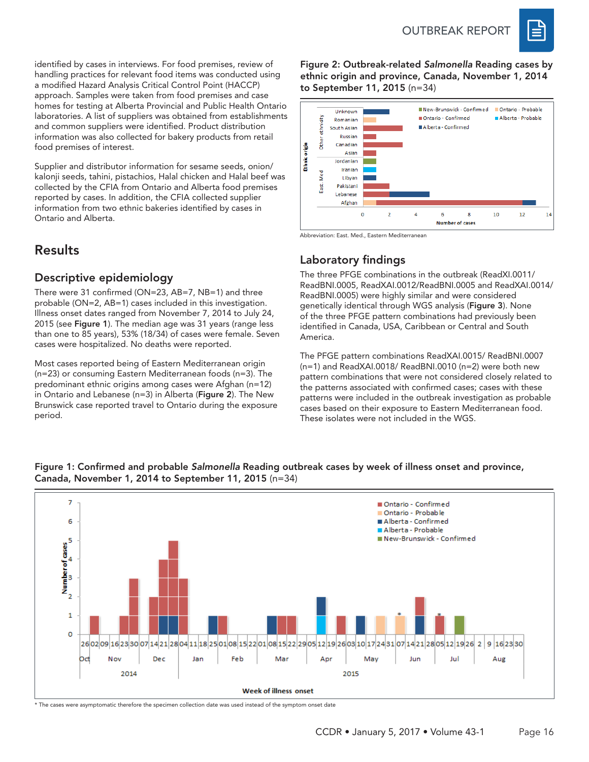identified by cases in interviews. For food premises, review of handling practices for relevant food items was conducted using a modified Hazard Analysis Critical Control Point (HACCP) approach. Samples were taken from food premises and case homes for testing at Alberta Provincial and Public Health Ontario laboratories. A list of suppliers was obtained from establishments and common suppliers were identified. Product distribution information was also collected for bakery products from retail food premises of interest.

Supplier and distributor information for sesame seeds, onion/kalonji seeds, tahini, pistachios, Halal chicken and Halal beef was collected by the CFIA from Ontario and Alberta food premises reported by cases. In addition, the CFIA collected supplier information from two ethnic bakeries identified by cases in Ontario and Alberta.

## Results

### Descriptive epidemiology

There were 31 confirmed (ON=23, AB=7, NB=1) and three probable (ON=2, AB=1) cases included in this investigation. Illness onset dates ranged from November 7, 2014 to July 24, 2015 (see **Figure 1**). The median age was 31 years (range less than one to 85 years), 53% (18/34) of cases were female. Seven cases were hospitalized. No deaths were reported.

Most cases reported being of Eastern Mediterranean origin (n=23) or consuming Eastern Mediterranean foods (n=3). The predominant ethnic origins among cases were Afghan (n=12) in Ontario and Lebanese (n=3) in Alberta (**Figure 2**). The New Brunswick case reported travel to Ontario during the exposure period.

**Figure 2: Outbreak-related *Salmonella* Reading cases by ethnic origin and province, Canada, November 1, 2014 to September 11, 2015** (n=34)

Abbreviation: East. Med., Eastern Mediterranean

### Laboratory findings

The three PFGE combinations in the outbreak (ReadXI.0011/ReadBNI.0005, ReadXAI.0012/ReadBNI.0005 and ReadXAI.0014/ReadBNI.0005) were highly similar and were considered genetically identical through WGS analysis (**Figure 3**). None of the three PFGE pattern combinations had previously been identified in Canada, USA, Caribbean or Central and South America.

The PFGE pattern combinations ReadXAI.0015/ ReadBNI.0007 (n=1) and ReadXAI.0018/ ReadBNI.0010 (n=2) were both new pattern combinations that were not considered closely related to the patterns associated with confirmed cases; cases with these patterns were included in the outbreak investigation as probable cases based on their exposure to Eastern Mediterranean food. These isolates were not included in the WGS.

**Figure 1: Confirmed and probable *Salmonella* Reading outbreak cases by week of illness onset and province, Canada, November 1, 2014 to September 11, 2015** (n=34)

\* The cases were asymptomatic therefore the specimen collection date was used instead of the symptom onset date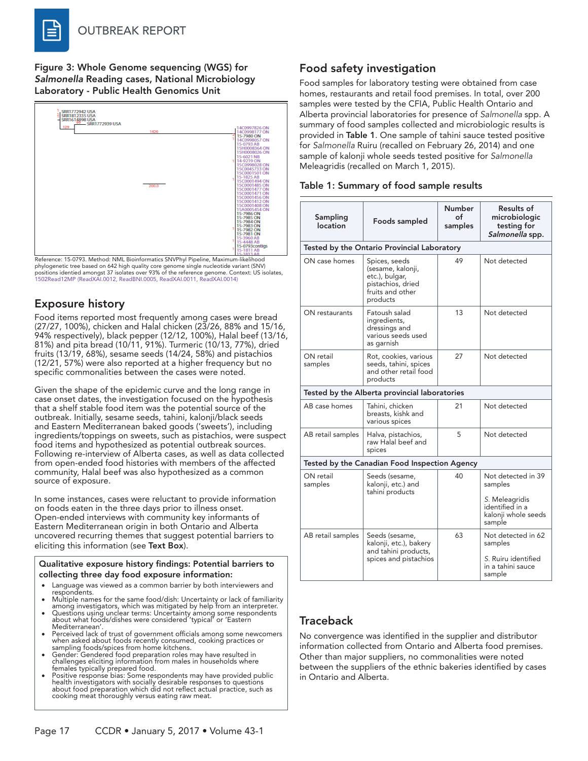**Figure 3: Whole Genome sequencing (WGS) for *Salmonella* Reading cases, National Microbiology Laboratory - Public Health Genomics Unit**

Reference: 15-0793. Method: NML Bioinformatics SNVPhyl Pipeline, Maximum-likelihood phylogenetic tree based on 642 high quality core genome single nucleotide variant (SNV) positions identied amongst 37 isolates over 93% of the reference genome. Context: US isolates, 1502Read12MP (ReadXAI.0012, ReadBNI.0005, ReadXAI.0011, ReadXAI.0014)

## Exposure history

Food items reported most frequently among cases were bread (27/27, 100%), chicken and Halal chicken (23/26, 88% and 15/16, 94% respectively), black pepper (12/12, 100%), Halal beef (13/16, 81%) and pita bread (10/11, 91%). Turmeric (10/13, 77%), dried fruits (13/19, 68%), sesame seeds (14/24, 58%) and pistachios (12/21, 57%) were also reported at a higher frequency but no specific commonalities between the cases were noted.

Given the shape of the epidemic curve and the long range in case onset dates, the investigation focused on the hypothesis that a shelf stable food item was the potential source of the outbreak. Initially, sesame seeds, tahini, kalonji/black seeds and Eastern Mediterranean baked goods ('sweets'), including ingredients/toppings on sweets, such as pistachios, were suspect food items and hypothesized as potential outbreak sources. Following re-interview of Alberta cases, as well as data collected from open-ended food histories with members of the affected community, Halal beef was also hypothesized as a common source of exposure.

In some instances, cases were reluctant to provide information on foods eaten in the three days prior to illness onset. Open-ended interviews with community key informants of Eastern Mediterranean origin in both Ontario and Alberta uncovered recurring themes that suggest potential barriers to eliciting this information (see **Text Box**).

**Qualitative exposure history findings: Potential barriers to collecting three day food exposure information:**

- Language was viewed as a common barrier by both interviewers and respondents.
- Multiple names for the same food/dish: Uncertainty or lack of familiarity among investigators, which was mitigated by help from an interpreter.
- Questions using unclear terms: Uncertainty among some respondents about what foods/dishes were considered 'typical' or 'Eastern Mediterranean'.
- Perceived lack of trust of government officials among some newcomers when asked about foods recently consumed, cooking practices or sampling foods/spices from home kitchens.
- Gender: Gendered food preparation roles may have resulted in challenges eliciting information from males in households where females typically prepared food.
- Positive response bias: Some respondents may have provided public health investigators with socially desirable responses to questions about food preparation which did not reflect actual practice, such as cooking meat thoroughly versus eating raw meat.

## Food safety investigation

Food samples for laboratory testing were obtained from case homes, restaurants and retail food premises. In total, over 200 samples were tested by the CFIA, Public Health Ontario and Alberta provincial laboratories for presence of *Salmonella* spp. A summary of food samples collected and microbiologic results is provided in **Table 1**. One sample of tahini sauce tested positive for *Salmonella* Ruiru (recalled on February 26, 2014) and one sample of kalonji whole seeds tested positive for *Salmonella* Meleagridis (recalled on March 1, 2015).

**Table 1: Summary of food sample results**

| Sampling location | Foods sampled | Number of samples | Results of microbiologic testing for *Salmonella* spp. |
|---|---|---|---|
| **Tested by the Ontario Provincial Laboratory** | | | |
| ON case homes | Spices, seeds (sesame, kalonji, etc.), bulgar, pistachios, dried fruits and other products | 49 | Not detected |
| ON restaurants | Fatoush salad ingredients, dressings and various seeds used as garnish | 13 | Not detected |
| ON retail samples | Rot, cookies, various seeds, tahini, spices and other retail food products | 27 | Not detected |
| **Tested by the Alberta provincial laboratories** | | | |
| AB case homes | Tahini, chicken breasts, kishk and various spices | 21 | Not detected |
| AB retail samples | Halva, pistachios, raw Halal beef and spices | 5 | Not detected |
| **Tested by the Canadian Food Inspection Agency** | | | |
| ON retail samples | Seeds (sesame, kalonji, etc.) and tahini products | 40 | Not detected in 39 samples<br>*S.* Meleagridis identified in a kalonji whole seeds sample |
| AB retail samples | Seeds (sesame, kalonji, etc.), bakery and tahini products, spices and pistachios | 63 | Not detected in 62 samples<br>*S.* Ruiru identified in a tahini sauce sample |

## Traceback

No convergence was identified in the supplier and distributor information collected from Ontario and Alberta food premises. Other than major suppliers, no commonalities were noted between the suppliers of the ethnic bakeries identified by cases in Ontario and Alberta.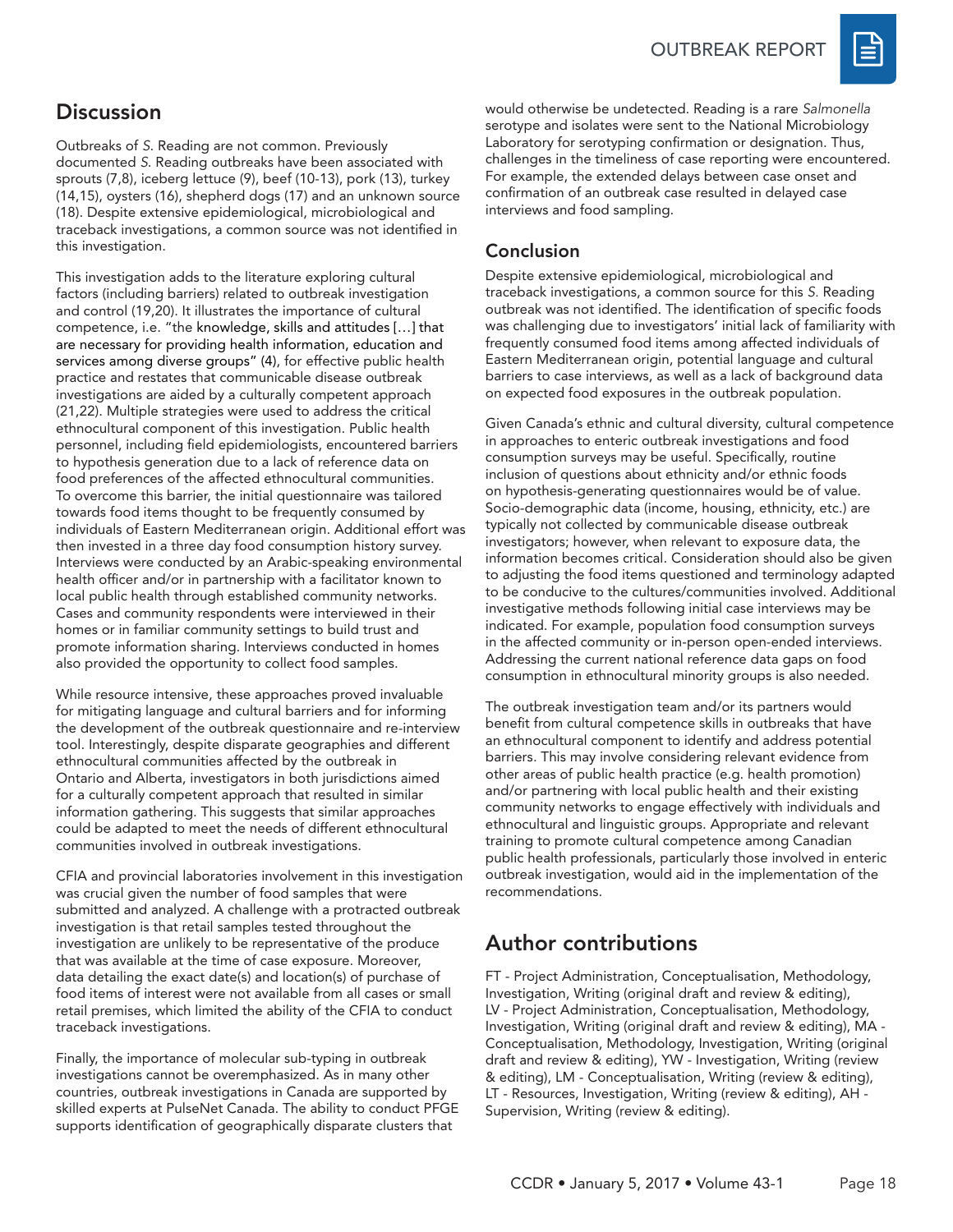## Discussion

Outbreaks of *S.* Reading are not common. Previously documented *S.* Reading outbreaks have been associated with sprouts (7,8), iceberg lettuce (9), beef (10-13), pork (13), turkey (14,15), oysters (16), shepherd dogs (17) and an unknown source (18). Despite extensive epidemiological, microbiological and traceback investigations, a common source was not identified in this investigation.

This investigation adds to the literature exploring cultural factors (including barriers) related to outbreak investigation and control (19,20). It illustrates the importance of cultural competence, i.e. "the knowledge, skills and attitudes […] that are necessary for providing health information, education and services among diverse groups" (4), for effective public health practice and restates that communicable disease outbreak investigations are aided by a culturally competent approach (21,22). Multiple strategies were used to address the critical ethnocultural component of this investigation. Public health personnel, including field epidemiologists, encountered barriers to hypothesis generation due to a lack of reference data on food preferences of the affected ethnocultural communities. To overcome this barrier, the initial questionnaire was tailored towards food items thought to be frequently consumed by individuals of Eastern Mediterranean origin. Additional effort was then invested in a three day food consumption history survey. Interviews were conducted by an Arabic-speaking environmental health officer and/or in partnership with a facilitator known to local public health through established community networks. Cases and community respondents were interviewed in their homes or in familiar community settings to build trust and promote information sharing. Interviews conducted in homes also provided the opportunity to collect food samples.

While resource intensive, these approaches proved invaluable for mitigating language and cultural barriers and for informing the development of the outbreak questionnaire and re-interview tool. Interestingly, despite disparate geographies and different ethnocultural communities affected by the outbreak in Ontario and Alberta, investigators in both jurisdictions aimed for a culturally competent approach that resulted in similar information gathering. This suggests that similar approaches could be adapted to meet the needs of different ethnocultural communities involved in outbreak investigations.

CFIA and provincial laboratories involvement in this investigation was crucial given the number of food samples that were submitted and analyzed. A challenge with a protracted outbreak investigation is that retail samples tested throughout the investigation are unlikely to be representative of the produce that was available at the time of case exposure. Moreover, data detailing the exact date(s) and location(s) of purchase of food items of interest were not available from all cases or small retail premises, which limited the ability of the CFIA to conduct traceback investigations.

Finally, the importance of molecular sub-typing in outbreak investigations cannot be overemphasized. As in many other countries, outbreak investigations in Canada are supported by skilled experts at PulseNet Canada. The ability to conduct PFGE supports identification of geographically disparate clusters that would otherwise be undetected. Reading is a rare *Salmonella* serotype and isolates were sent to the National Microbiology Laboratory for serotyping confirmation or designation. Thus, challenges in the timeliness of case reporting were encountered. For example, the extended delays between case onset and confirmation of an outbreak case resulted in delayed case interviews and food sampling.

## Conclusion

Despite extensive epidemiological, microbiological and traceback investigations, a common source for this *S.* Reading outbreak was not identified. The identification of specific foods was challenging due to investigators' initial lack of familiarity with frequently consumed food items among affected individuals of Eastern Mediterranean origin, potential language and cultural barriers to case interviews, as well as a lack of background data on expected food exposures in the outbreak population.

Given Canada's ethnic and cultural diversity, cultural competence in approaches to enteric outbreak investigations and food consumption surveys may be useful. Specifically, routine inclusion of questions about ethnicity and/or ethnic foods on hypothesis-generating questionnaires would be of value. Socio-demographic data (income, housing, ethnicity, etc.) are typically not collected by communicable disease outbreak investigators; however, when relevant to exposure data, the information becomes critical. Consideration should also be given to adjusting the food items questioned and terminology adapted to be conducive to the cultures/communities involved. Additional investigative methods following initial case interviews may be indicated. For example, population food consumption surveys in the affected community or in-person open-ended interviews. Addressing the current national reference data gaps on food consumption in ethnocultural minority groups is also needed.

The outbreak investigation team and/or its partners would benefit from cultural competence skills in outbreaks that have an ethnocultural component to identify and address potential barriers. This may involve considering relevant evidence from other areas of public health practice (e.g. health promotion) and/or partnering with local public health and their existing community networks to engage effectively with individuals and ethnocultural and linguistic groups. Appropriate and relevant training to promote cultural competence among Canadian public health professionals, particularly those involved in enteric outbreak investigation, would aid in the implementation of the recommendations.

## Author contributions

FT - Project Administration, Conceptualisation, Methodology, Investigation, Writing (original draft and review & editing), LV - Project Administration, Conceptualisation, Methodology, Investigation, Writing (original draft and review & editing), MA - Conceptualisation, Methodology, Investigation, Writing (original draft and review & editing), YW - Investigation, Writing (review & editing), LM - Conceptualisation, Writing (review & editing), LT - Resources, Investigation, Writing (review & editing), AH - Supervision, Writing (review & editing).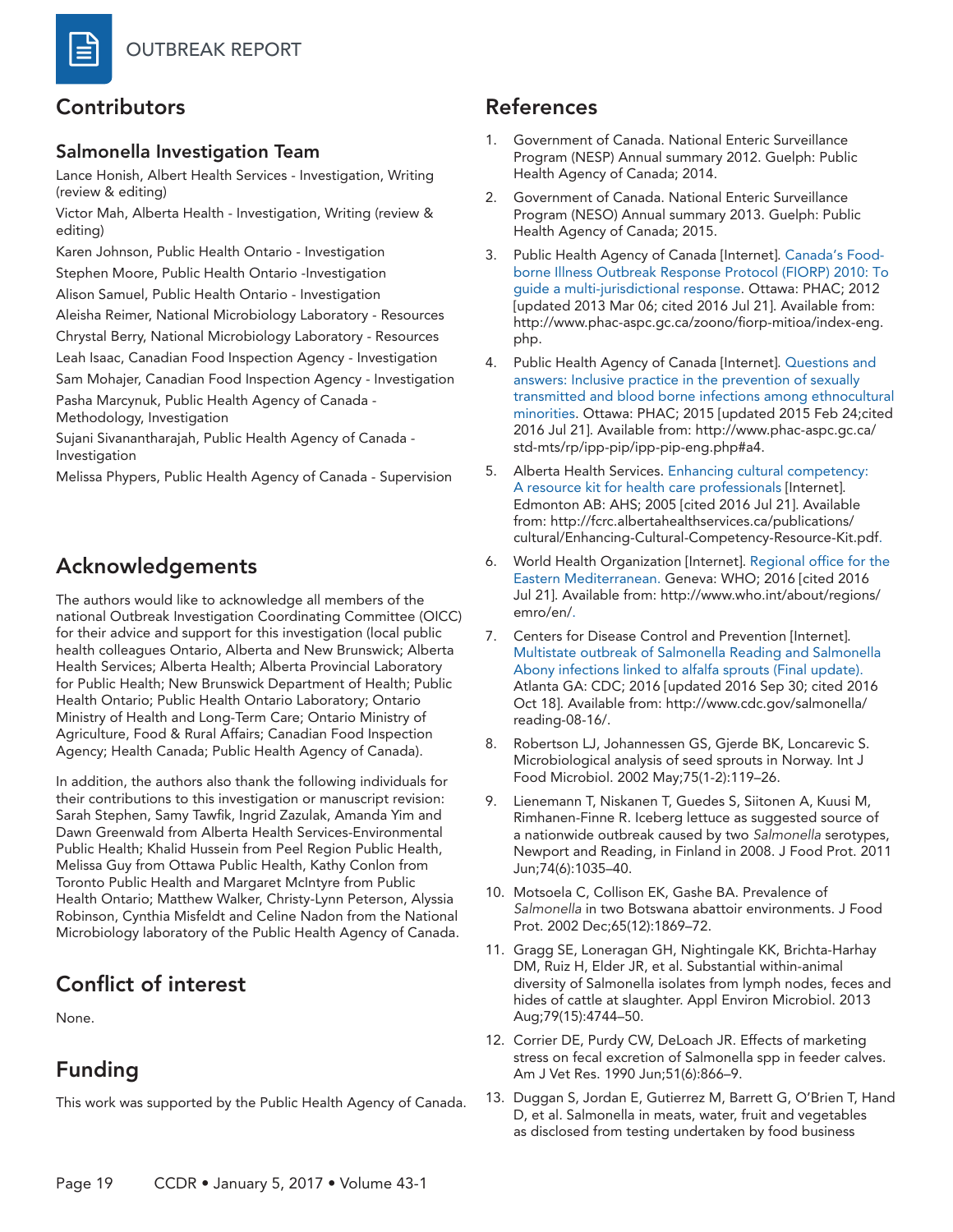## Contributors

### Salmonella Investigation Team

Lance Honish, Albert Health Services - Investigation, Writing (review & editing)

Victor Mah, Alberta Health - Investigation, Writing (review & editing)

Karen Johnson, Public Health Ontario - Investigation

Stephen Moore, Public Health Ontario -Investigation

Alison Samuel, Public Health Ontario - Investigation

Aleisha Reimer, National Microbiology Laboratory - Resources

Chrystal Berry, National Microbiology Laboratory - Resources

Leah Isaac, Canadian Food Inspection Agency - Investigation

Sam Mohajer, Canadian Food Inspection Agency - Investigation

Pasha Marcynuk, Public Health Agency of Canada - Methodology, Investigation

Sujani Sivanantharajah, Public Health Agency of Canada - Investigation

Melissa Phypers, Public Health Agency of Canada - Supervision

## Acknowledgements

The authors would like to acknowledge all members of the national Outbreak Investigation Coordinating Committee (OICC) for their advice and support for this investigation (local public health colleagues Ontario, Alberta and New Brunswick; Alberta Health Services; Alberta Health; Alberta Provincial Laboratory for Public Health; New Brunswick Department of Health; Public Health Ontario; Public Health Ontario Laboratory; Ontario Ministry of Health and Long-Term Care; Ontario Ministry of Agriculture, Food & Rural Affairs; Canadian Food Inspection Agency; Health Canada; Public Health Agency of Canada).

In addition, the authors also thank the following individuals for their contributions to this investigation or manuscript revision: Sarah Stephen, Samy Tawfik, Ingrid Zazulak, Amanda Yim and Dawn Greenwald from Alberta Health Services-Environmental Public Health; Khalid Hussein from Peel Region Public Health, Melissa Guy from Ottawa Public Health, Kathy Conlon from Toronto Public Health and Margaret McIntyre from Public Health Ontario; Matthew Walker, Christy-Lynn Peterson, Alyssia Robinson, Cynthia Misfeldt and Celine Nadon from the National Microbiology laboratory of the Public Health Agency of Canada.

## Conflict of interest

None.

## Funding

This work was supported by the Public Health Agency of Canada.

## References

1. Government of Canada. National Enteric Surveillance Program (NESP) Annual summary 2012. Guelph: Public Health Agency of Canada; 2014.
2. Government of Canada. National Enteric Surveillance Program (NESO) Annual summary 2013. Guelph: Public Health Agency of Canada; 2015.
3. Public Health Agency of Canada [Internet]. Canada's Food-borne Illness Outbreak Response Protocol (FIORP) 2010: To guide a multi-jurisdictional response. Ottawa: PHAC; 2012 [updated 2013 Mar 06; cited 2016 Jul 21]. Available from: http://www.phac-aspc.gc.ca/zoono/fiorp-mitioa/index-eng.php.
4. Public Health Agency of Canada [Internet]. Questions and answers: Inclusive practice in the prevention of sexually transmitted and blood borne infections among ethnocultural minorities. Ottawa: PHAC; 2015 [updated 2015 Feb 24;cited 2016 Jul 21]. Available from: http://www.phac-aspc.gc.ca/std-mts/rp/ipp-pip/ipp-pip-eng.php#a4.
5. Alberta Health Services. Enhancing cultural competency: A resource kit for health care professionals [Internet]. Edmonton AB: AHS; 2005 [cited 2016 Jul 21]. Available from: http://fcrc.albertahealthservices.ca/publications/cultural/Enhancing-Cultural-Competency-Resource-Kit.pdf.
6. World Health Organization [Internet]. Regional office for the Eastern Mediterranean. Geneva: WHO; 2016 [cited 2016 Jul 21]. Available from: http://www.who.int/about/regions/emro/en/.
7. Centers for Disease Control and Prevention [Internet]. Multistate outbreak of Salmonella Reading and Salmonella Abony infections linked to alfalfa sprouts (Final update). Atlanta GA: CDC; 2016 [updated 2016 Sep 30; cited 2016 Oct 18]. Available from: http://www.cdc.gov/salmonella/reading-08-16/.
8. Robertson LJ, Johannessen GS, Gjerde BK, Loncarevic S. Microbiological analysis of seed sprouts in Norway. Int J Food Microbiol. 2002 May;75(1-2):119–26.
9. Lienemann T, Niskanen T, Guedes S, Siitonen A, Kuusi M, Rimhanen-Finne R. Iceberg lettuce as suggested source of a nationwide outbreak caused by two *Salmonella* serotypes, Newport and Reading, in Finland in 2008. J Food Prot. 2011 Jun;74(6):1035–40.
10. Motsoela C, Collison EK, Gashe BA. Prevalence of *Salmonella* in two Botswana abattoir environments. J Food Prot. 2002 Dec;65(12):1869–72.
11. Gragg SE, Loneragan GH, Nightingale KK, Brichta-Harhay DM, Ruiz H, Elder JR, et al. Substantial within-animal diversity of Salmonella isolates from lymph nodes, feces and hides of cattle at slaughter. Appl Environ Microbiol. 2013 Aug;79(15):4744–50.
12. Corrier DE, Purdy CW, DeLoach JR. Effects of marketing stress on fecal excretion of Salmonella spp in feeder calves. Am J Vet Res. 1990 Jun;51(6):866–9.
13. Duggan S, Jordan E, Gutierrez M, Barrett G, O'Brien T, Hand D, et al. Salmonella in meats, water, fruit and vegetables as disclosed from testing undertaken by food business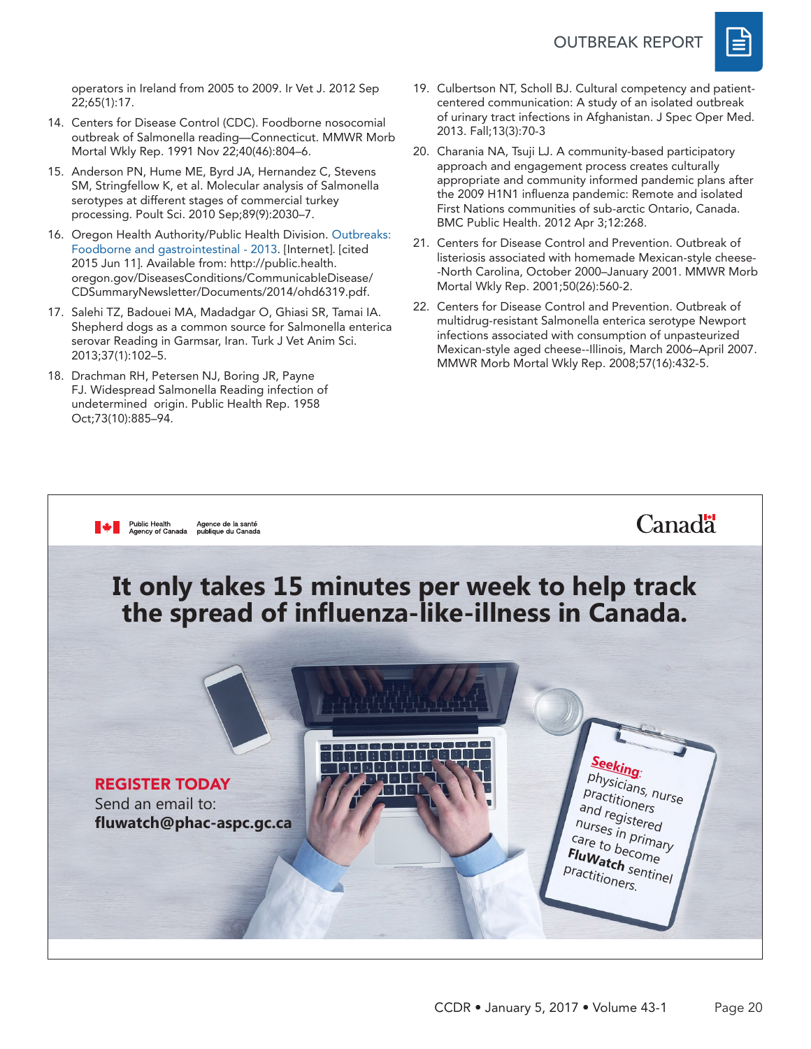operators in Ireland from 2005 to 2009. Ir Vet J. 2012 Sep 22;65(1):17.

14. Centers for Disease Control (CDC). Foodborne nosocomial outbreak of Salmonella reading—Connecticut. MMWR Morb Mortal Wkly Rep. 1991 Nov 22;40(46):804–6.
15. Anderson PN, Hume ME, Byrd JA, Hernandez C, Stevens SM, Stringfellow K, et al. Molecular analysis of Salmonella serotypes at different stages of commercial turkey processing. Poult Sci. 2010 Sep;89(9):2030–7.
16. Oregon Health Authority/Public Health Division. Outbreaks: Foodborne and gastrointestinal - 2013. [Internet]. [cited 2015 Jun 11]. Available from: http://public.health.oregon.gov/DiseasesConditions/CommunicableDisease/CDSummaryNewsletter/Documents/2014/ohd6319.pdf.
17. Salehi TZ, Badouei MA, Madadgar O, Ghiasi SR, Tamai IA. Shepherd dogs as a common source for Salmonella enterica serovar Reading in Garmsar, Iran. Turk J Vet Anim Sci. 2013;37(1):102–5.
18. Drachman RH, Petersen NJ, Boring JR, Payne FJ. Widespread Salmonella Reading infection of undetermined origin. Public Health Rep. 1958 Oct;73(10):885–94.
19. Culbertson NT, Scholl BJ. Cultural competency and patient-centered communication: A study of an isolated outbreak of urinary tract infections in Afghanistan. J Spec Oper Med. 2013. Fall;13(3):70-3
20. Charania NA, Tsuji LJ. A community-based participatory approach and engagement process creates culturally appropriate and community informed pandemic plans after the 2009 H1N1 influenza pandemic: Remote and isolated First Nations communities of sub-arctic Ontario, Canada. BMC Public Health. 2012 Apr 3;12:268.
21. Centers for Disease Control and Prevention. Outbreak of listeriosis associated with homemade Mexican-style cheese--North Carolina, October 2000–January 2001. MMWR Morb Mortal Wkly Rep. 2001;50(26):560-2.
22. Centers for Disease Control and Prevention. Outbreak of multidrug-resistant Salmonella enterica serotype Newport infections associated with consumption of unpasteurized Mexican-style aged cheese--Illinois, March 2006–April 2007. MMWR Morb Mortal Wkly Rep. 2008;57(16):432-5.

Public Health Agency of Canada / Agence de la santé publique du Canada

Canada

**It only takes 15 minutes per week to help track the spread of influenza-like-illness in Canada.**

**REGISTER TODAY**

Send an email to:

**fluwatch@phac-aspc.gc.ca**

**Seeking**: physicians, nurse practitioners and registered nurses in primary care to become **FluWatch** sentinel practitioners.